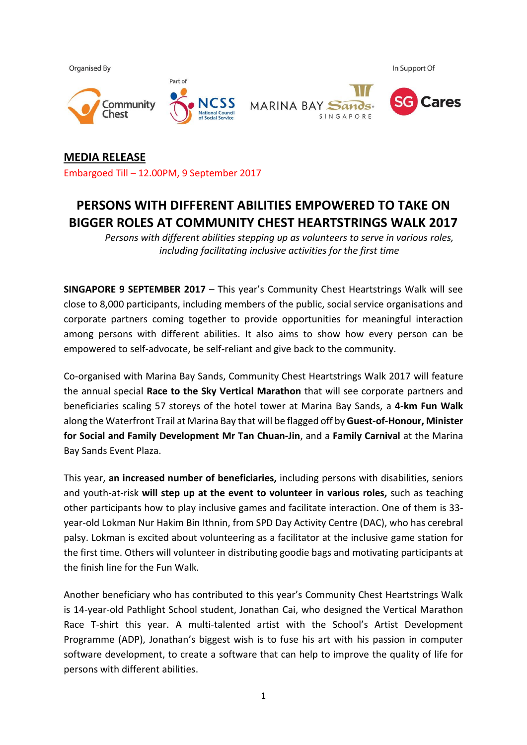Organised By

Part of

In Support Of

**MEDIA RELEASE**

Embargoed Till – 12.00PM, 9 September 2017

# PERSONS WITH DIFFERENT ABILITIES EMPOWERED TO TAKE ON BIGGER ROLES AT COMMUNITY CHEST HEARTSTRINGS WALK 2017

*Persons with different abilities stepping up as volunteers to serve in various roles, including facilitating inclusive activities for the first time*

**SINGAPORE 9 SEPTEMBER 2017** – This year's Community Chest Heartstrings Walk will see close to 8,000 participants, including members of the public, social service organisations and corporate partners coming together to provide opportunities for meaningful interaction among persons with different abilities. It also aims to show how every person can be empowered to self-advocate, be self-reliant and give back to the community.

Co-organised with Marina Bay Sands, Community Chest Heartstrings Walk 2017 will feature the annual special **Race to the Sky Vertical Marathon** that will see corporate partners and beneficiaries scaling 57 storeys of the hotel tower at Marina Bay Sands, a **4-km Fun Walk** along the Waterfront Trail at Marina Bay that will be flagged off by **Guest-of-Honour, Minister for Social and Family Development Mr Tan Chuan-Jin**, and a **Family Carnival** at the Marina Bay Sands Event Plaza.

This year, **an increased number of beneficiaries,** including persons with disabilities, seniors and youth-at-risk **will step up at the event to volunteer in various roles,** such as teaching other participants how to play inclusive games and facilitate interaction. One of them is 33-year-old Lokman Nur Hakim Bin Ithnin, from SPD Day Activity Centre (DAC), who has cerebral palsy. Lokman is excited about volunteering as a facilitator at the inclusive game station for the first time. Others will volunteer in distributing goodie bags and motivating participants at the finish line for the Fun Walk.

Another beneficiary who has contributed to this year's Community Chest Heartstrings Walk is 14-year-old Pathlight School student, Jonathan Cai, who designed the Vertical Marathon Race T-shirt this year. A multi-talented artist with the School's Artist Development Programme (ADP), Jonathan's biggest wish is to fuse his art with his passion in computer software development, to create a software that can help to improve the quality of life for persons with different abilities.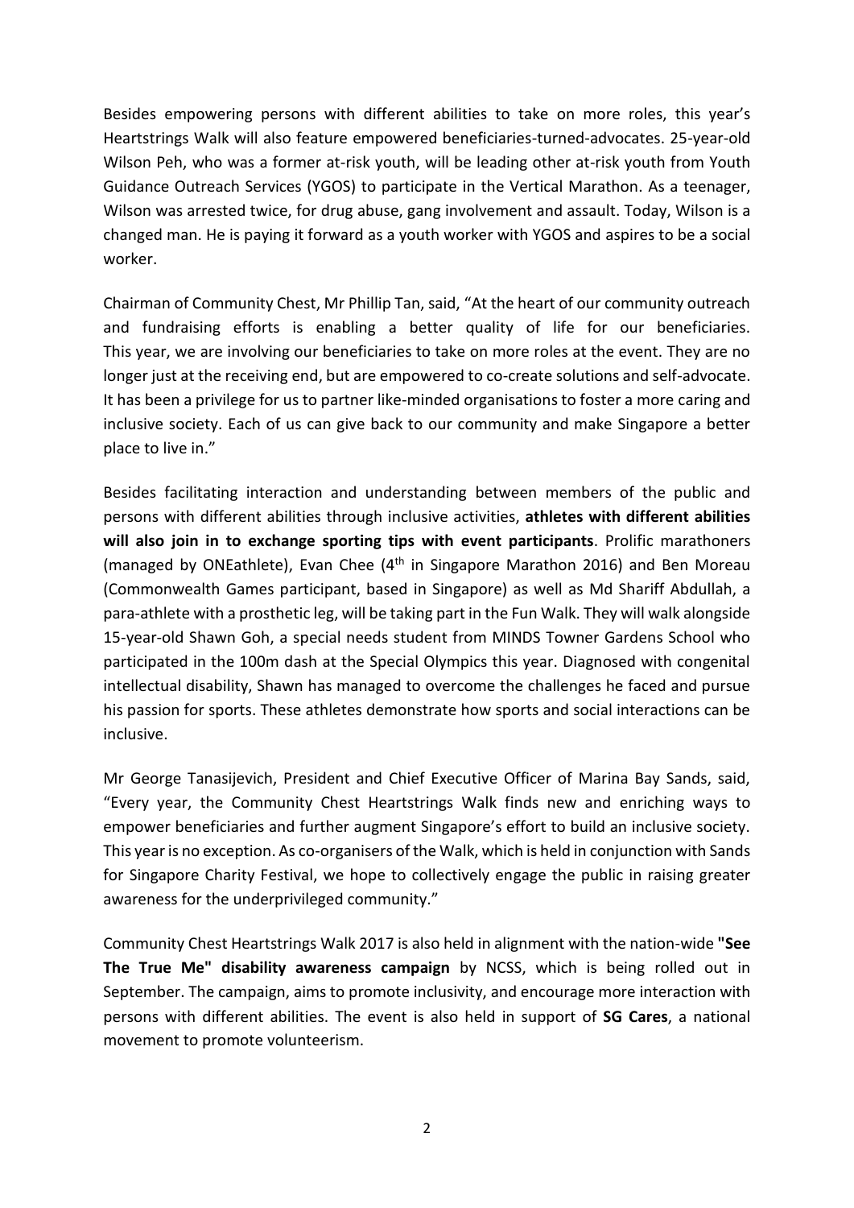Besides empowering persons with different abilities to take on more roles, this year's Heartstrings Walk will also feature empowered beneficiaries-turned-advocates. 25-year-old Wilson Peh, who was a former at-risk youth, will be leading other at-risk youth from Youth Guidance Outreach Services (YGOS) to participate in the Vertical Marathon. As a teenager, Wilson was arrested twice, for drug abuse, gang involvement and assault. Today, Wilson is a changed man. He is paying it forward as a youth worker with YGOS and aspires to be a social worker.

Chairman of Community Chest, Mr Phillip Tan, said, "At the heart of our community outreach and fundraising efforts is enabling a better quality of life for our beneficiaries. This year, we are involving our beneficiaries to take on more roles at the event. They are no longer just at the receiving end, but are empowered to co-create solutions and self-advocate. It has been a privilege for us to partner like-minded organisations to foster a more caring and inclusive society. Each of us can give back to our community and make Singapore a better place to live in."

Besides facilitating interaction and understanding between members of the public and persons with different abilities through inclusive activities, **athletes with different abilities will also join in to exchange sporting tips with event participants**. Prolific marathoners (managed by ONEathlete), Evan Chee (4th in Singapore Marathon 2016) and Ben Moreau (Commonwealth Games participant, based in Singapore) as well as Md Shariff Abdullah, a para-athlete with a prosthetic leg, will be taking part in the Fun Walk. They will walk alongside 15-year-old Shawn Goh, a special needs student from MINDS Towner Gardens School who participated in the 100m dash at the Special Olympics this year. Diagnosed with congenital intellectual disability, Shawn has managed to overcome the challenges he faced and pursue his passion for sports. These athletes demonstrate how sports and social interactions can be inclusive.

Mr George Tanasijevich, President and Chief Executive Officer of Marina Bay Sands, said, "Every year, the Community Chest Heartstrings Walk finds new and enriching ways to empower beneficiaries and further augment Singapore's effort to build an inclusive society. This year is no exception. As co-organisers of the Walk, which is held in conjunction with Sands for Singapore Charity Festival, we hope to collectively engage the public in raising greater awareness for the underprivileged community."

Community Chest Heartstrings Walk 2017 is also held in alignment with the nation-wide **"See The True Me" disability awareness campaign** by NCSS, which is being rolled out in September. The campaign, aims to promote inclusivity, and encourage more interaction with persons with different abilities. The event is also held in support of **SG Cares**, a national movement to promote volunteerism.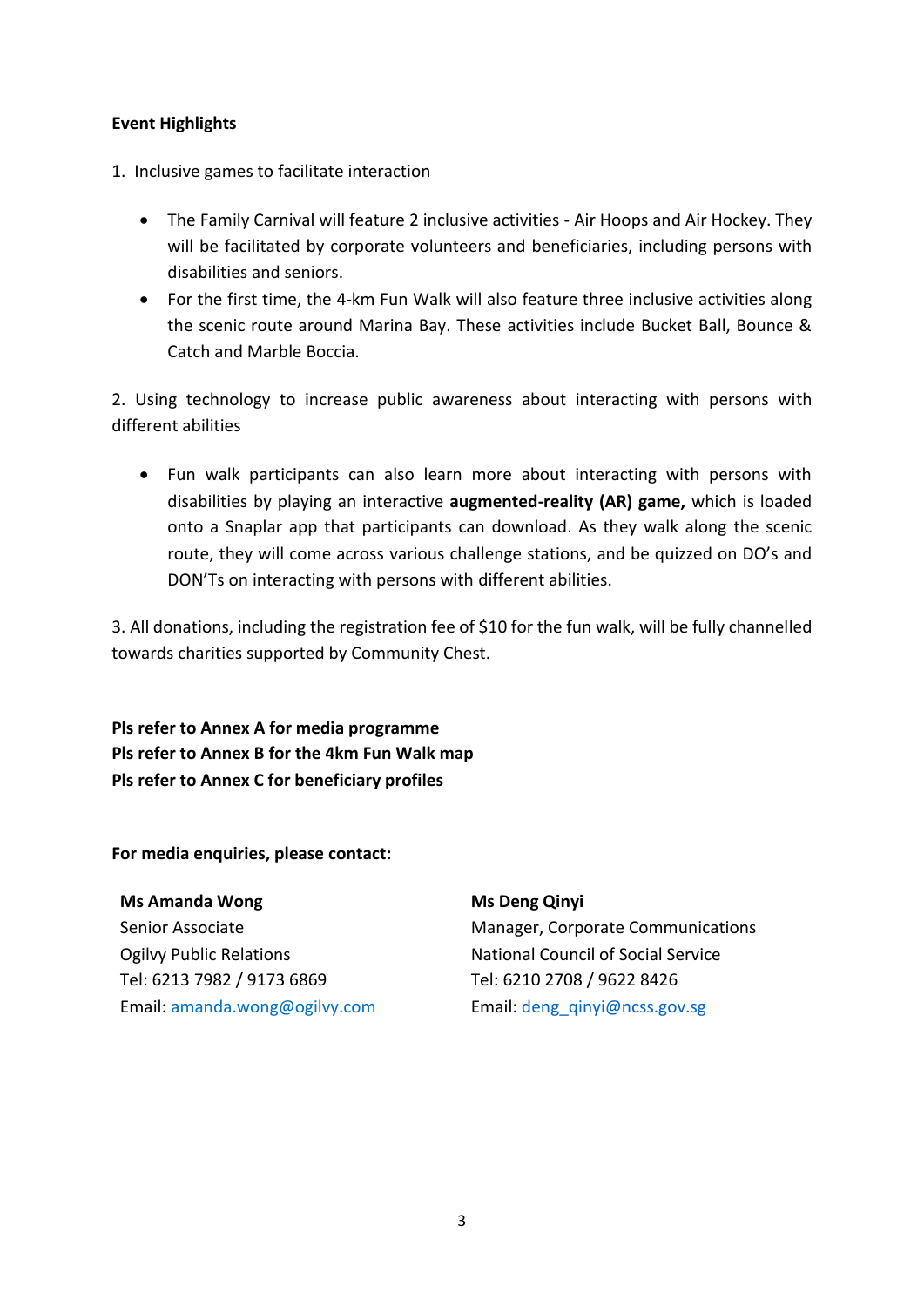**<u>Event Highlights</u>**

1. Inclusive games to facilitate interaction

   - The Family Carnival will feature 2 inclusive activities - Air Hoops and Air Hockey. They will be facilitated by corporate volunteers and beneficiaries, including persons with disabilities and seniors.
   - For the first time, the 4-km Fun Walk will also feature three inclusive activities along the scenic route around Marina Bay. These activities include Bucket Ball, Bounce & Catch and Marble Boccia.

2. Using technology to increase public awareness about interacting with persons with different abilities

   - Fun walk participants can also learn more about interacting with persons with disabilities by playing an interactive **augmented-reality (AR) game,** which is loaded onto a Snaplar app that participants can download. As they walk along the scenic route, they will come across various challenge stations, and be quizzed on DO's and DON'Ts on interacting with persons with different abilities.

3. All donations, including the registration fee of $10 for the fun walk, will be fully channelled towards charities supported by Community Chest.

**Pls refer to Annex A for media programme**
**Pls refer to Annex B for the 4km Fun Walk map**
**Pls refer to Annex C for beneficiary profiles**

**For media enquiries, please contact:**

**Ms Amanda Wong**
Senior Associate
Ogilvy Public Relations
Tel: 6213 7982 / 9173 6869
Email: amanda.wong@ogilvy.com

**Ms Deng Qinyi**
Manager, Corporate Communications
National Council of Social Service
Tel: 6210 2708 / 9622 8426
Email: deng_qinyi@ncss.gov.sg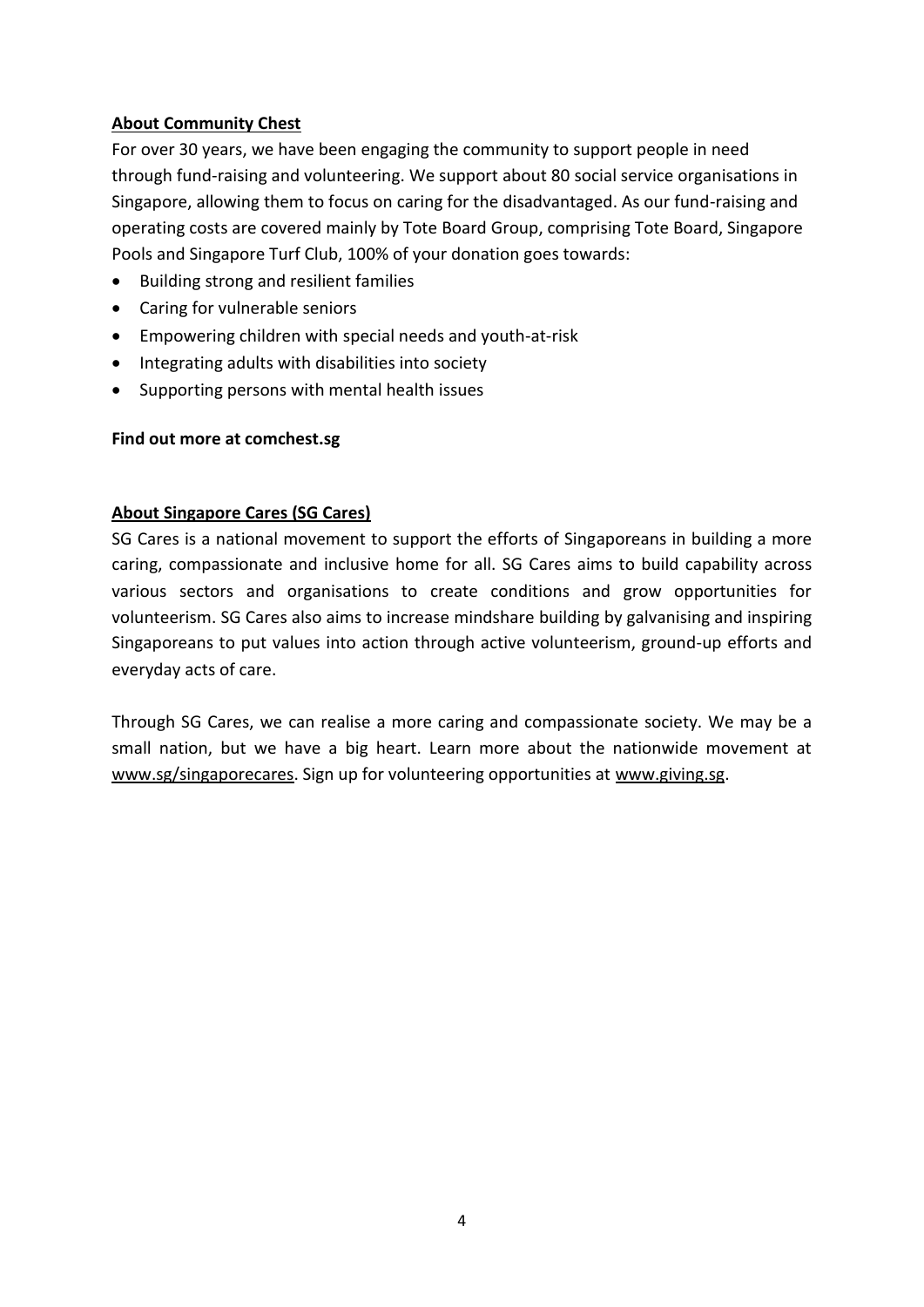**About Community Chest**

For over 30 years, we have been engaging the community to support people in need through fund-raising and volunteering. We support about 80 social service organisations in Singapore, allowing them to focus on caring for the disadvantaged. As our fund-raising and operating costs are covered mainly by Tote Board Group, comprising Tote Board, Singapore Pools and Singapore Turf Club, 100% of your donation goes towards:

- Building strong and resilient families
- Caring for vulnerable seniors
- Empowering children with special needs and youth-at-risk
- Integrating adults with disabilities into society
- Supporting persons with mental health issues

**Find out more at comchest.sg**

**About Singapore Cares (SG Cares)**

SG Cares is a national movement to support the efforts of Singaporeans in building a more caring, compassionate and inclusive home for all. SG Cares aims to build capability across various sectors and organisations to create conditions and grow opportunities for volunteerism. SG Cares also aims to increase mindshare building by galvanising and inspiring Singaporeans to put values into action through active volunteerism, ground-up efforts and everyday acts of care.

Through SG Cares, we can realise a more caring and compassionate society. We may be a small nation, but we have a big heart. Learn more about the nationwide movement at www.sg/singaporecares. Sign up for volunteering opportunities at www.giving.sg.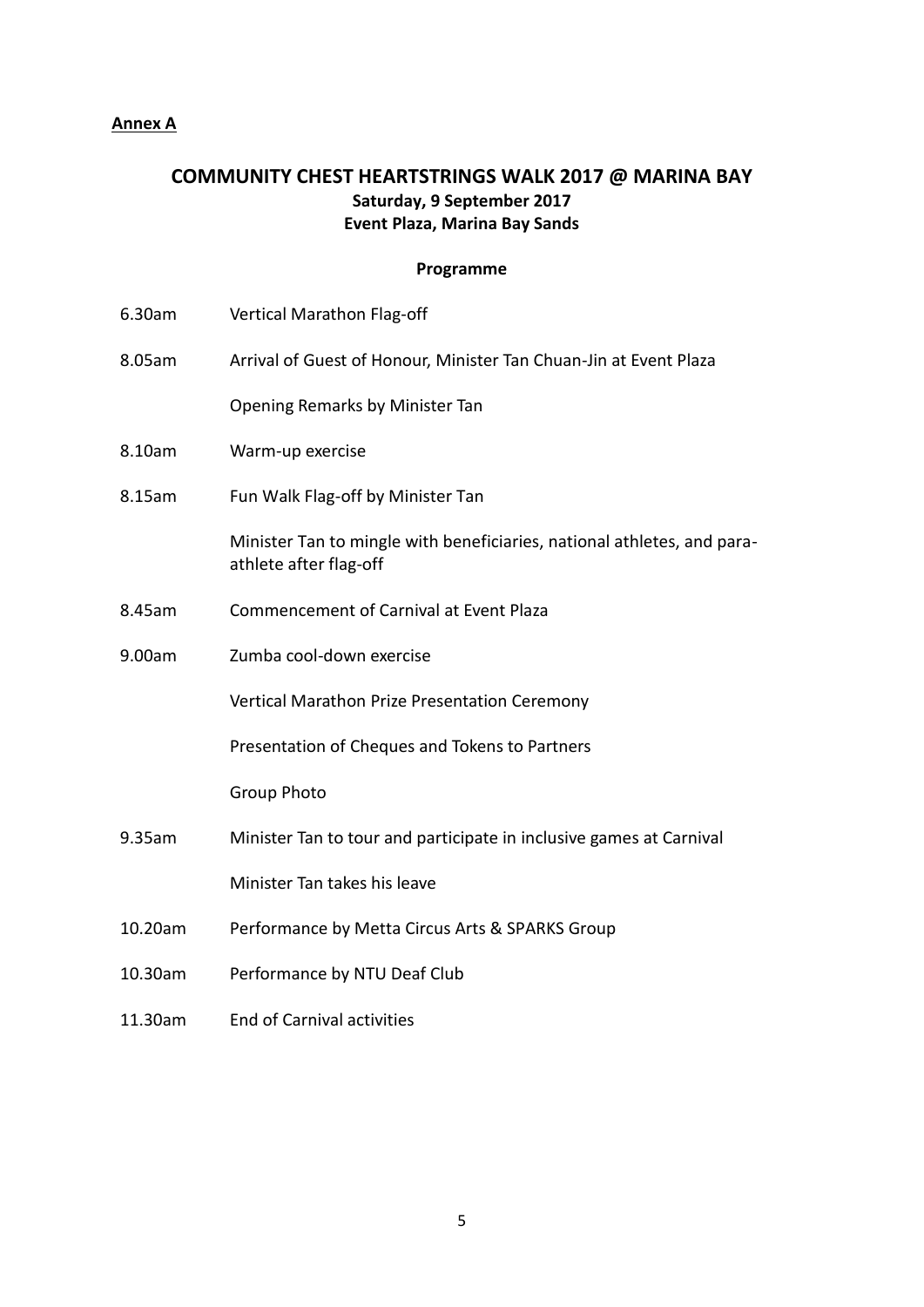**Annex A**

# COMMUNITY CHEST HEARTSTRINGS WALK 2017 @ MARINA BAY

**Saturday, 9 September 2017**

**Event Plaza, Marina Bay Sands**

## Programme

| | |
|---|---|
| 6.30am | Vertical Marathon Flag-off |
| 8.05am | Arrival of Guest of Honour, Minister Tan Chuan-Jin at Event Plaza |
| | Opening Remarks by Minister Tan |
| 8.10am | Warm-up exercise |
| 8.15am | Fun Walk Flag-off by Minister Tan |
| | Minister Tan to mingle with beneficiaries, national athletes, and para-athlete after flag-off |
| 8.45am | Commencement of Carnival at Event Plaza |
| 9.00am | Zumba cool-down exercise |
| | Vertical Marathon Prize Presentation Ceremony |
| | Presentation of Cheques and Tokens to Partners |
| | Group Photo |
| 9.35am | Minister Tan to tour and participate in inclusive games at Carnival |
| | Minister Tan takes his leave |
| 10.20am | Performance by Metta Circus Arts & SPARKS Group |
| 10.30am | Performance by NTU Deaf Club |
| 11.30am | End of Carnival activities |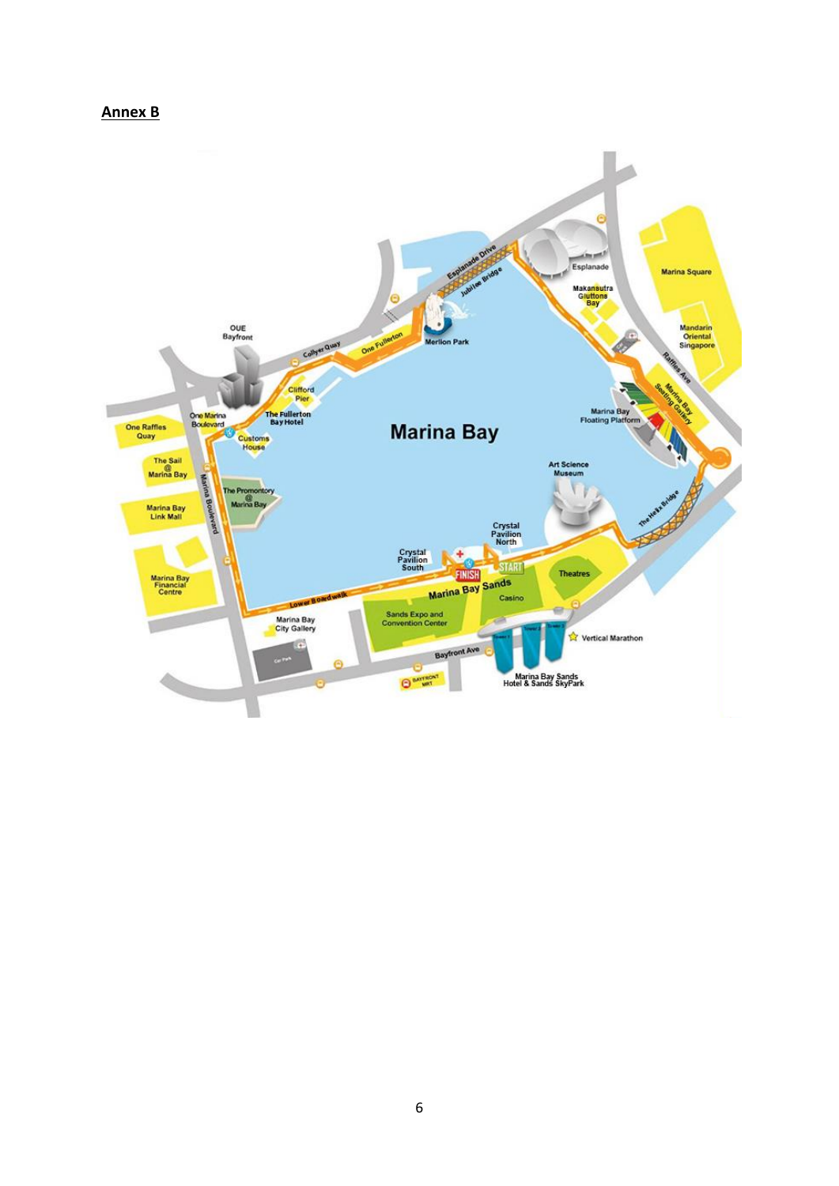**Annex B**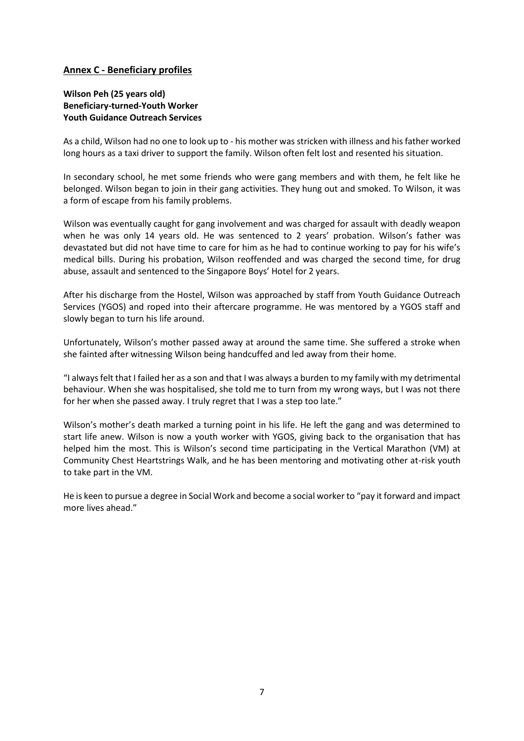## Annex C - Beneficiary profiles

**Wilson Peh (25 years old)**
**Beneficiary-turned-Youth Worker**
**Youth Guidance Outreach Services**

As a child, Wilson had no one to look up to - his mother was stricken with illness and his father worked long hours as a taxi driver to support the family. Wilson often felt lost and resented his situation.

In secondary school, he met some friends who were gang members and with them, he felt like he belonged. Wilson began to join in their gang activities. They hung out and smoked. To Wilson, it was a form of escape from his family problems.

Wilson was eventually caught for gang involvement and was charged for assault with deadly weapon when he was only 14 years old. He was sentenced to 2 years' probation. Wilson's father was devastated but did not have time to care for him as he had to continue working to pay for his wife's medical bills. During his probation, Wilson reoffended and was charged the second time, for drug abuse, assault and sentenced to the Singapore Boys' Hotel for 2 years.

After his discharge from the Hostel, Wilson was approached by staff from Youth Guidance Outreach Services (YGOS) and roped into their aftercare programme. He was mentored by a YGOS staff and slowly began to turn his life around.

Unfortunately, Wilson's mother passed away at around the same time. She suffered a stroke when she fainted after witnessing Wilson being handcuffed and led away from their home.

"I always felt that I failed her as a son and that I was always a burden to my family with my detrimental behaviour. When she was hospitalised, she told me to turn from my wrong ways, but I was not there for her when she passed away. I truly regret that I was a step too late."

Wilson's mother's death marked a turning point in his life. He left the gang and was determined to start life anew. Wilson is now a youth worker with YGOS, giving back to the organisation that has helped him the most. This is Wilson's second time participating in the Vertical Marathon (VM) at Community Chest Heartstrings Walk, and he has been mentoring and motivating other at-risk youth to take part in the VM.

He is keen to pursue a degree in Social Work and become a social worker to "pay it forward and impact more lives ahead."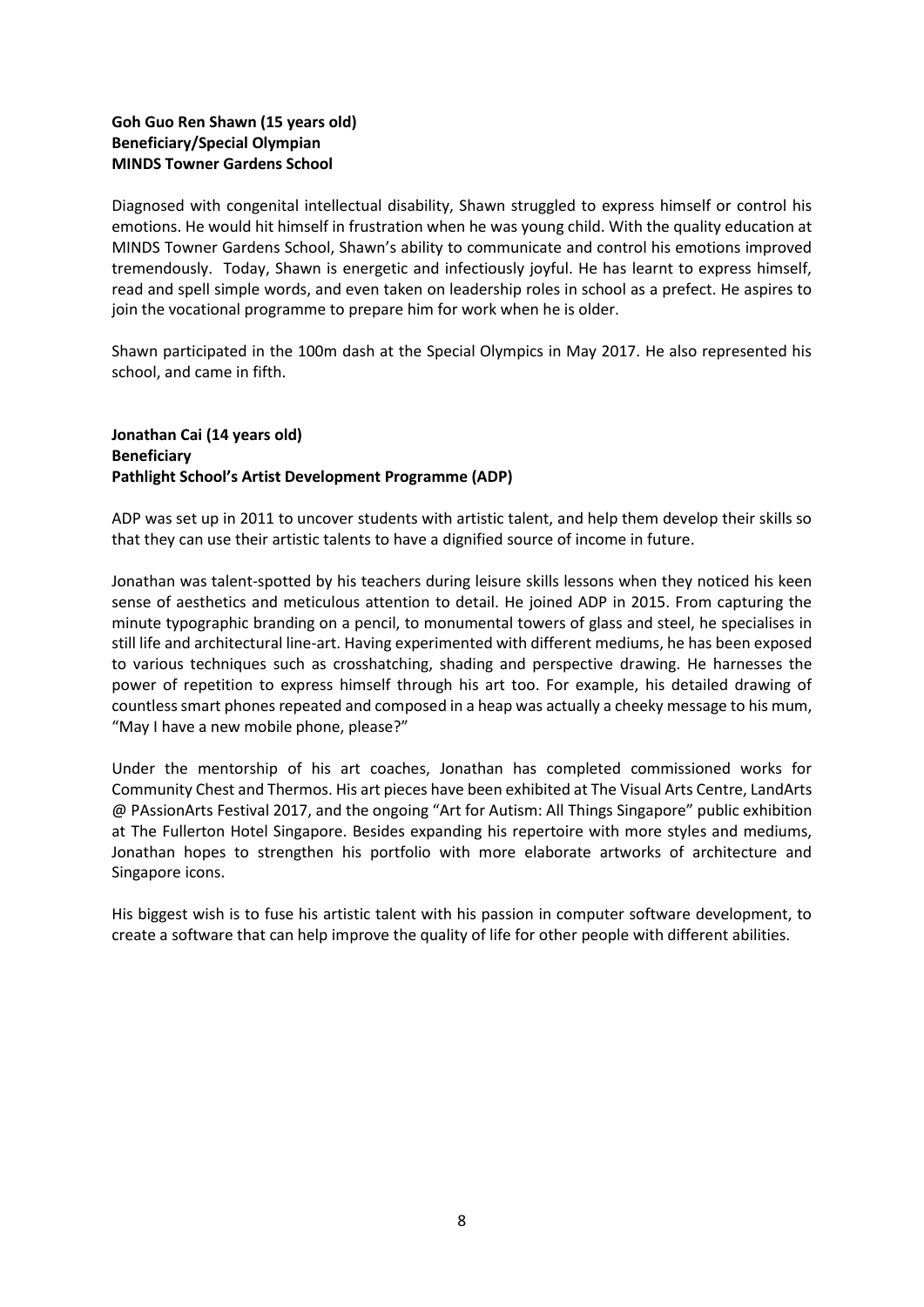**Goh Guo Ren Shawn (15 years old)**
**Beneficiary/Special Olympian**
**MINDS Towner Gardens School**

Diagnosed with congenital intellectual disability, Shawn struggled to express himself or control his emotions. He would hit himself in frustration when he was young child. With the quality education at MINDS Towner Gardens School, Shawn's ability to communicate and control his emotions improved tremendously. Today, Shawn is energetic and infectiously joyful. He has learnt to express himself, read and spell simple words, and even taken on leadership roles in school as a prefect. He aspires to join the vocational programme to prepare him for work when he is older.

Shawn participated in the 100m dash at the Special Olympics in May 2017. He also represented his school, and came in fifth.

**Jonathan Cai (14 years old)**
**Beneficiary**
**Pathlight School's Artist Development Programme (ADP)**

ADP was set up in 2011 to uncover students with artistic talent, and help them develop their skills so that they can use their artistic talents to have a dignified source of income in future.

Jonathan was talent-spotted by his teachers during leisure skills lessons when they noticed his keen sense of aesthetics and meticulous attention to detail. He joined ADP in 2015. From capturing the minute typographic branding on a pencil, to monumental towers of glass and steel, he specialises in still life and architectural line-art. Having experimented with different mediums, he has been exposed to various techniques such as crosshatching, shading and perspective drawing. He harnesses the power of repetition to express himself through his art too. For example, his detailed drawing of countless smart phones repeated and composed in a heap was actually a cheeky message to his mum, "May I have a new mobile phone, please?"

Under the mentorship of his art coaches, Jonathan has completed commissioned works for Community Chest and Thermos. His art pieces have been exhibited at The Visual Arts Centre, LandArts @ PAssionArts Festival 2017, and the ongoing "Art for Autism: All Things Singapore" public exhibition at The Fullerton Hotel Singapore. Besides expanding his repertoire with more styles and mediums, Jonathan hopes to strengthen his portfolio with more elaborate artworks of architecture and Singapore icons.

His biggest wish is to fuse his artistic talent with his passion in computer software development, to create a software that can help improve the quality of life for other people with different abilities.